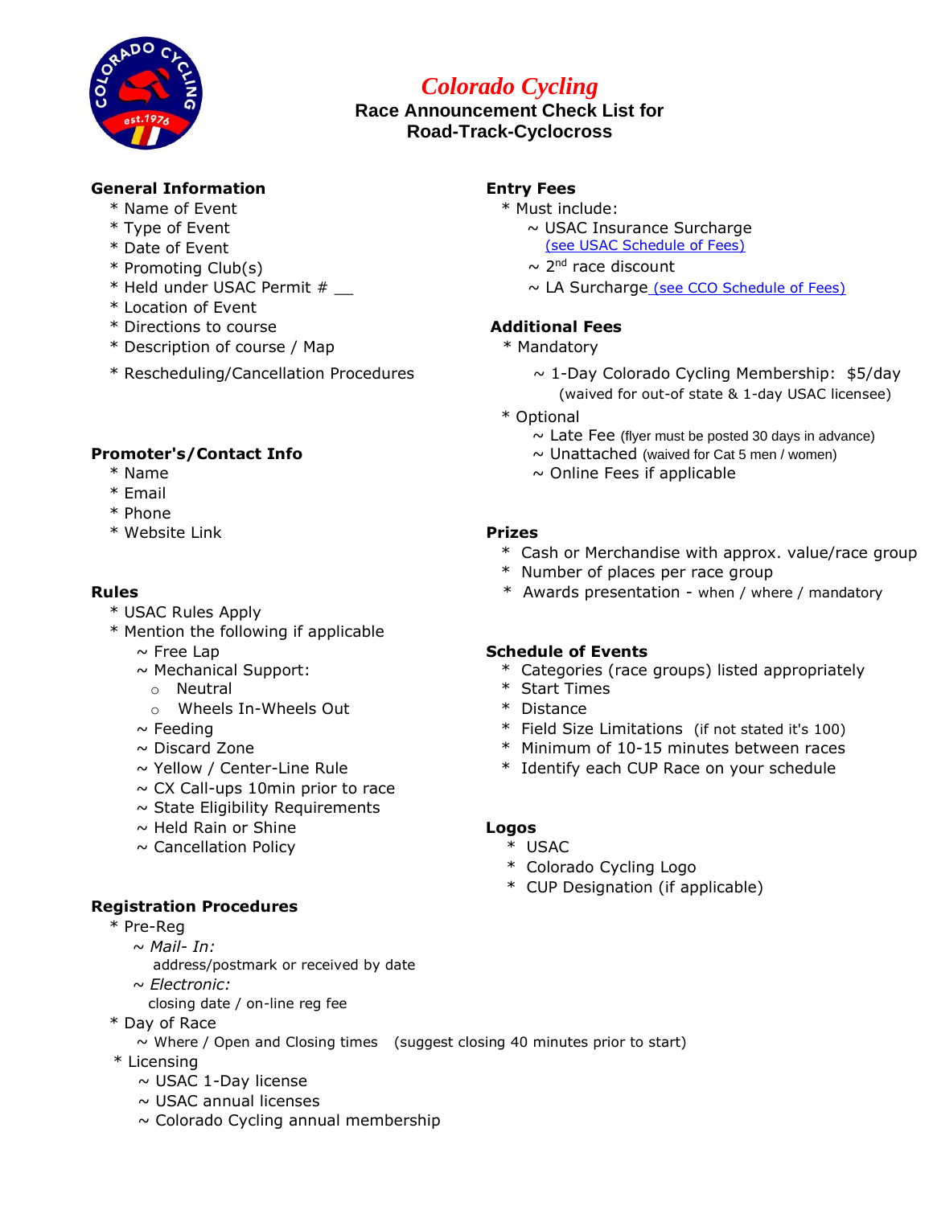# Colorado Cycling

## Race Announcement Check List for Road-Track-Cyclocross

### General Information

* Name of Event
* Type of Event
* Date of Event
* Promoting Club(s)
* Held under USAC Permit # __
* Location of Event
* Directions to course
* Description of course / Map
* Rescheduling/Cancellation Procedures

### Promoter's/Contact Info

* Name
* Email
* Phone
* Website Link

### Rules

* USAC Rules Apply
* Mention the following if applicable
  - ~ Free Lap
  - ~ Mechanical Support:
    - Neutral
    - Wheels In-Wheels Out
  - ~ Feeding
  - ~ Discard Zone
  - ~ Yellow / Center-Line Rule
  - ~ CX Call-ups 10min prior to race
  - ~ State Eligibility Requirements
  - ~ Held Rain or Shine
  - ~ Cancellation Policy

### Registration Procedures

* Pre-Reg
  - ~ *Mail- In:*
    address/postmark or received by date
  - ~ *Electronic:*
    closing date / on-line reg fee
* Day of Race
  - ~ Where / Open and Closing times (suggest closing 40 minutes prior to start)
* Licensing
  - ~ USAC 1-Day license
  - ~ USAC annual licenses
  - ~ Colorado Cycling annual membership

### Entry Fees

* Must include:
  - ~ USAC Insurance Surcharge
    (see USAC Schedule of Fees)
  - ~ 2nd race discount
  - ~ LA Surcharge (see CCO Schedule of Fees)

### Additional Fees

* Mandatory
  - ~ 1-Day Colorado Cycling Membership: $5/day
    (waived for out-of state & 1-day USAC licensee)
* Optional
  - ~ Late Fee (flyer must be posted 30 days in advance)
  - ~ Unattached (waived for Cat 5 men / women)
  - ~ Online Fees if applicable

### Prizes

* Cash or Merchandise with approx. value/race group
* Number of places per race group
* Awards presentation - when / where / mandatory

### Schedule of Events

* Categories (race groups) listed appropriately
* Start Times
* Distance
* Field Size Limitations (if not stated it's 100)
* Minimum of 10-15 minutes between races
* Identify each CUP Race on your schedule

### Logos

* USAC
* Colorado Cycling Logo
* CUP Designation (if applicable)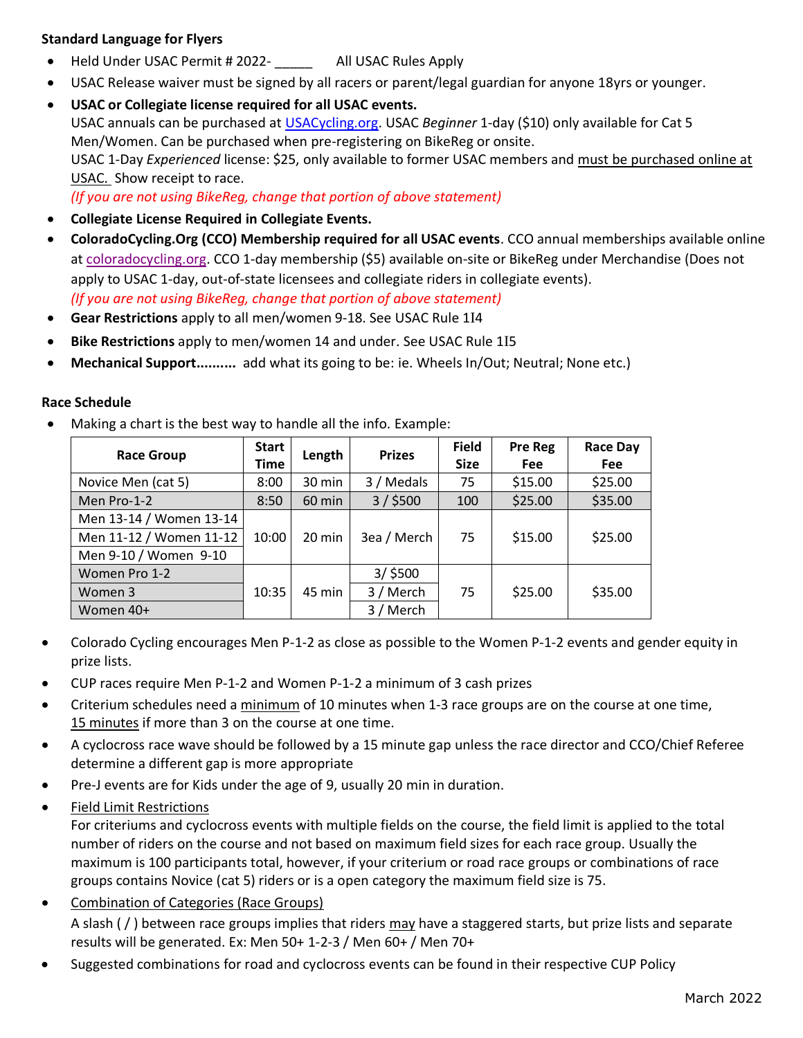**Standard Language for Flyers**

- Held Under USAC Permit # 2022- _____ All USAC Rules Apply
- USAC Release waiver must be signed by all racers or parent/legal guardian for anyone 18yrs or younger.
- **USAC or Collegiate license required for all USAC events.** USAC annuals can be purchased at USACycling.org. USAC *Beginner* 1-day ($10) only available for Cat 5 Men/Women. Can be purchased when pre-registering on BikeReg or onsite. USAC 1-Day *Experienced* license: $25, only available to former USAC members and must be purchased online at USAC. Show receipt to race. *(If you are not using BikeReg, change that portion of above statement)*
- **Collegiate License Required in Collegiate Events.**
- **ColoradoCycling.Org (CCO) Membership required for all USAC events**. CCO annual memberships available online at coloradocycling.org. CCO 1-day membership ($5) available on-site or BikeReg under Merchandise (Does not apply to USAC 1-day, out-of-state licensees and collegiate riders in collegiate events). *(If you are not using BikeReg, change that portion of above statement)*
- **Gear Restrictions** apply to all men/women 9-18. See USAC Rule 1I4
- **Bike Restrictions** apply to men/women 14 and under. See USAC Rule 1I5
- **Mechanical Support..........** add what its going to be: ie. Wheels In/Out; Neutral; None etc.)

**Race Schedule**

- Making a chart is the best way to handle all the info. Example:

| Race Group | Start Time | Length | Prizes | Field Size | Pre Reg Fee | Race Day Fee |
|---|---|---|---|---|---|---|
| Novice Men (cat 5) | 8:00 | 30 min | 3 / Medals | 75 | $15.00 | $25.00 |
| Men Pro-1-2 | 8:50 | 60 min | 3 / $500 | 100 | $25.00 | $35.00 |
| Men 13-14 / Women 13-14 | 10:00 | 20 min | 3ea / Merch | 75 | $15.00 | $25.00 |
| Men 11-12 / Women 11-12 | | | | | | |
| Men 9-10 / Women 9-10 | | | | | | |
| Women Pro 1-2 | 10:35 | 45 min | 3/ $500 | 75 | $25.00 | $35.00 |
| Women 3 | | | 3 / Merch | | | |
| Women 40+ | | | 3 / Merch | | | |

- Colorado Cycling encourages Men P-1-2 as close as possible to the Women P-1-2 events and gender equity in prize lists.
- CUP races require Men P-1-2 and Women P-1-2 a minimum of 3 cash prizes
- Criterium schedules need a minimum of 10 minutes when 1-3 race groups are on the course at one time, 15 minutes if more than 3 on the course at one time.
- A cyclocross race wave should be followed by a 15 minute gap unless the race director and CCO/Chief Referee determine a different gap is more appropriate
- Pre-J events are for Kids under the age of 9, usually 20 min in duration.
- Field Limit Restrictions
  For criteriums and cyclocross events with multiple fields on the course, the field limit is applied to the total number of riders on the course and not based on maximum field sizes for each race group. Usually the maximum is 100 participants total, however, if your criterium or road race groups or combinations of race groups contains Novice (cat 5) riders or is a open category the maximum field size is 75.
- Combination of Categories (Race Groups)
  A slash ( / ) between race groups implies that riders may have a staggered starts, but prize lists and separate results will be generated. Ex: Men 50+ 1-2-3 / Men 60+ / Men 70+
- Suggested combinations for road and cyclocross events can be found in their respective CUP Policy

March 2022